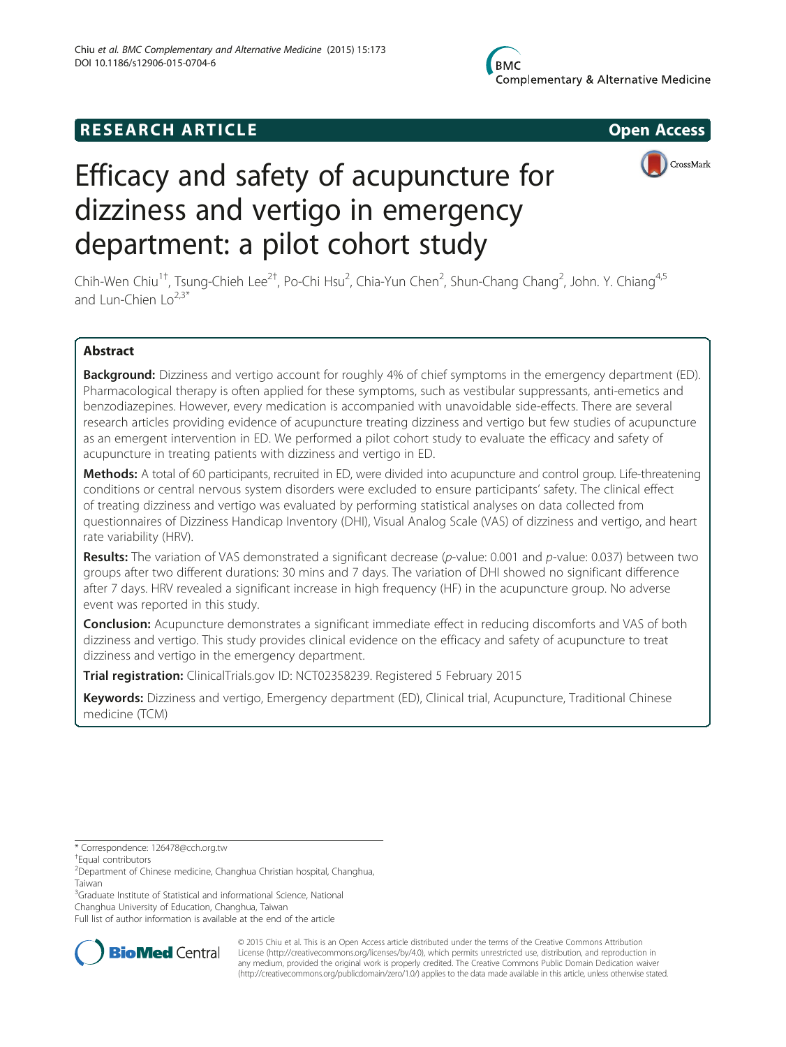RESEARCH ARTICLE

Open Access

# Efficacy and safety of acupuncture for dizziness and vertigo in emergency department: a pilot cohort study

Chih-Wen Chiu[1†], Tsung-Chieh Lee[2†], Po-Chi Hsu[2], Chia-Yun Chen[2], Shun-Chang Chang[2], John. Y. Chiang[4,5] and Lun-Chien Lo[2,3*]

## Abstract

**Background:** Dizziness and vertigo account for roughly 4% of chief symptoms in the emergency department (ED). Pharmacological therapy is often applied for these symptoms, such as vestibular suppressants, anti-emetics and benzodiazepines. However, every medication is accompanied with unavoidable side-effects. There are several research articles providing evidence of acupuncture treating dizziness and vertigo but few studies of acupuncture as an emergent intervention in ED. We performed a pilot cohort study to evaluate the efficacy and safety of acupuncture in treating patients with dizziness and vertigo in ED.

**Methods:** A total of 60 participants, recruited in ED, were divided into acupuncture and control group. Life-threatening conditions or central nervous system disorders were excluded to ensure participants' safety. The clinical effect of treating dizziness and vertigo was evaluated by performing statistical analyses on data collected from questionnaires of Dizziness Handicap Inventory (DHI), Visual Analog Scale (VAS) of dizziness and vertigo, and heart rate variability (HRV).

**Results:** The variation of VAS demonstrated a significant decrease (*p*-value: 0.001 and *p*-value: 0.037) between two groups after two different durations: 30 mins and 7 days. The variation of DHI showed no significant difference after 7 days. HRV revealed a significant increase in high frequency (HF) in the acupuncture group. No adverse event was reported in this study.

**Conclusion:** Acupuncture demonstrates a significant immediate effect in reducing discomforts and VAS of both dizziness and vertigo. This study provides clinical evidence on the efficacy and safety of acupuncture to treat dizziness and vertigo in the emergency department.

**Trial registration:** ClinicalTrials.gov ID: NCT02358239. Registered 5 February 2015

**Keywords:** Dizziness and vertigo, Emergency department (ED), Clinical trial, Acupuncture, Traditional Chinese medicine (TCM)

---

\* Correspondence: 126478@cch.org.tw

†Equal contributors

[2]Department of Chinese medicine, Changhua Christian hospital, Changhua, Taiwan

[3]Graduate Institute of Statistical and informational Science, National Changhua University of Education, Changhua, Taiwan

Full list of author information is available at the end of the article

© 2015 Chiu et al. This is an Open Access article distributed under the terms of the Creative Commons Attribution License (http://creativecommons.org/licenses/by/4.0), which permits unrestricted use, distribution, and reproduction in any medium, provided the original work is properly credited. The Creative Commons Public Domain Dedication waiver (http://creativecommons.org/publicdomain/zero/1.0/) applies to the data made available in this article, unless otherwise stated.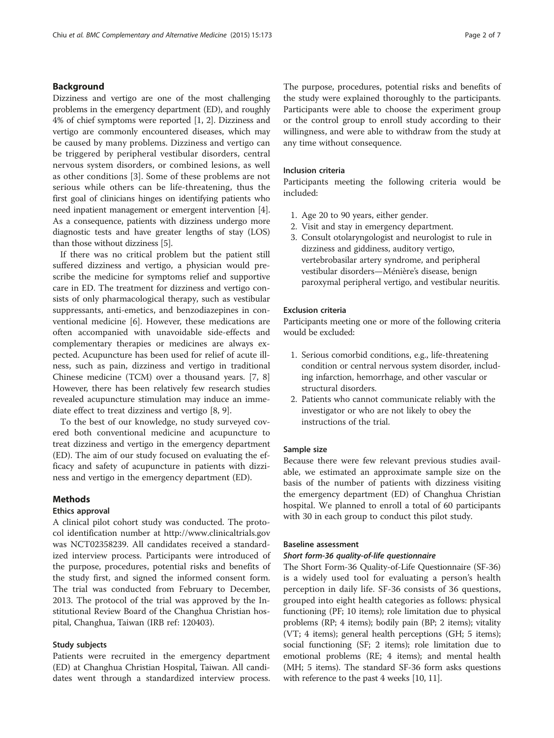## Background

Dizziness and vertigo are one of the most challenging problems in the emergency department (ED), and roughly 4% of chief symptoms were reported [1, 2]. Dizziness and vertigo are commonly encountered diseases, which may be caused by many problems. Dizziness and vertigo can be triggered by peripheral vestibular disorders, central nervous system disorders, or combined lesions, as well as other conditions [3]. Some of these problems are not serious while others can be life-threatening, thus the first goal of clinicians hinges on identifying patients who need inpatient management or emergent intervention [4]. As a consequence, patients with dizziness undergo more diagnostic tests and have greater lengths of stay (LOS) than those without dizziness [5].

If there was no critical problem but the patient still suffered dizziness and vertigo, a physician would prescribe the medicine for symptoms relief and supportive care in ED. The treatment for dizziness and vertigo consists of only pharmacological therapy, such as vestibular suppressants, anti-emetics, and benzodiazepines in conventional medicine [6]. However, these medications are often accompanied with unavoidable side-effects and complementary therapies or medicines are always expected. Acupuncture has been used for relief of acute illness, such as pain, dizziness and vertigo in traditional Chinese medicine (TCM) over a thousand years. [7, 8] However, there has been relatively few research studies revealed acupuncture stimulation may induce an immediate effect to treat dizziness and vertigo [8, 9].

To the best of our knowledge, no study surveyed covered both conventional medicine and acupuncture to treat dizziness and vertigo in the emergency department (ED). The aim of our study focused on evaluating the efficacy and safety of acupuncture in patients with dizziness and vertigo in the emergency department (ED).

## Methods

### Ethics approval

A clinical pilot cohort study was conducted. The protocol identification number at http://www.clinicaltrials.gov was NCT02358239. All candidates received a standardized interview process. Participants were introduced of the purpose, procedures, potential risks and benefits of the study first, and signed the informed consent form. The trial was conducted from February to December, 2013. The protocol of the trial was approved by the Institutional Review Board of the Changhua Christian hospital, Changhua, Taiwan (IRB ref: 120403).

### Study subjects

Patients were recruited in the emergency department (ED) at Changhua Christian Hospital, Taiwan. All candidates went through a standardized interview process. The purpose, procedures, potential risks and benefits of the study were explained thoroughly to the participants. Participants were able to choose the experiment group or the control group to enroll study according to their willingness, and were able to withdraw from the study at any time without consequence.

### Inclusion criteria

Participants meeting the following criteria would be included:

1. Age 20 to 90 years, either gender.
2. Visit and stay in emergency department.
3. Consult otolaryngologist and neurologist to rule in dizziness and giddiness, auditory vertigo, vertebrobasilar artery syndrome, and peripheral vestibular disorders—Ménière's disease, benign paroxymal peripheral vertigo, and vestibular neuritis.

### Exclusion criteria

Participants meeting one or more of the following criteria would be excluded:

1. Serious comorbid conditions, e.g., life-threatening condition or central nervous system disorder, including infarction, hemorrhage, and other vascular or structural disorders.
2. Patients who cannot communicate reliably with the investigator or who are not likely to obey the instructions of the trial.

### Sample size

Because there were few relevant previous studies available, we estimated an approximate sample size on the basis of the number of patients with dizziness visiting the emergency department (ED) of Changhua Christian hospital. We planned to enroll a total of 60 participants with 30 in each group to conduct this pilot study.

### Baseline assessment

#### *Short form-36 quality-of-life questionnaire*

The Short Form-36 Quality-of-Life Questionnaire (SF-36) is a widely used tool for evaluating a person's health perception in daily life. SF-36 consists of 36 questions, grouped into eight health categories as follows: physical functioning (PF; 10 items); role limitation due to physical problems (RP; 4 items); bodily pain (BP; 2 items); vitality (VT; 4 items); general health perceptions (GH; 5 items); social functioning (SF; 2 items); role limitation due to emotional problems (RE; 4 items); and mental health (MH; 5 items). The standard SF-36 form asks questions with reference to the past 4 weeks [10, 11].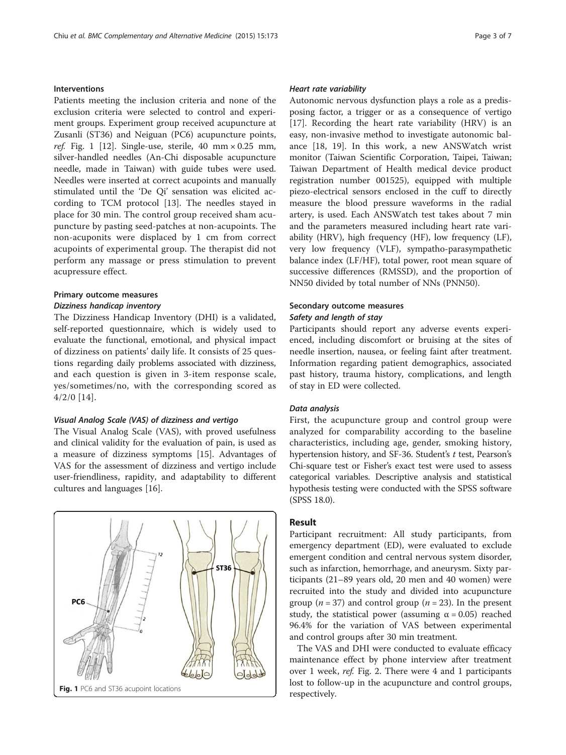### Interventions

Patients meeting the inclusion criteria and none of the exclusion criteria were selected to control and experiment groups. Experiment group received acupuncture at Zusanli (ST36) and Neiguan (PC6) acupuncture points, *ref.* Fig. 1 [12]. Single-use, sterile, 40 mm × 0.25 mm, silver-handled needles (An-Chi disposable acupuncture needle, made in Taiwan) with guide tubes were used. Needles were inserted at correct acupoints and manually stimulated until the 'De Qi' sensation was elicited according to TCM protocol [13]. The needles stayed in place for 30 min. The control group received sham acupuncture by pasting seed-patches at non-acupoints. The non-acuponits were displaced by 1 cm from correct acupoints of experimental group. The therapist did not perform any massage or press stimulation to prevent acupressure effect.

### Primary outcome measures

#### *Dizziness handicap inventory*

The Dizziness Handicap Inventory (DHI) is a validated, self-reported questionnaire, which is widely used to evaluate the functional, emotional, and physical impact of dizziness on patients' daily life. It consists of 25 questions regarding daily problems associated with dizziness, and each question is given in 3-item response scale, yes/sometimes/no, with the corresponding scored as 4/2/0 [14].

#### *Visual Analog Scale (VAS) of dizziness and vertigo*

The Visual Analog Scale (VAS), with proved usefulness and clinical validity for the evaluation of pain, is used as a measure of dizziness symptoms [15]. Advantages of VAS for the assessment of dizziness and vertigo include user-friendliness, rapidity, and adaptability to different cultures and languages [16].

**Fig. 1** PC6 and ST36 acupoint locations

#### *Heart rate variability*

Autonomic nervous dysfunction plays a role as a predisposing factor, a trigger or as a consequence of vertigo [17]. Recording the heart rate variability (HRV) is an easy, non-invasive method to investigate autonomic balance [18, 19]. In this work, a new ANSWatch wrist monitor (Taiwan Scientific Corporation, Taipei, Taiwan; Taiwan Department of Health medical device product registration number 001525), equipped with multiple piezo-electrical sensors enclosed in the cuff to directly measure the blood pressure waveforms in the radial artery, is used. Each ANSWatch test takes about 7 min and the parameters measured including heart rate variability (HRV), high frequency (HF), low frequency (LF), very low frequency (VLF), sympatho-parasympathetic balance index (LF/HF), total power, root mean square of successive differences (RMSSD), and the proportion of NN50 divided by total number of NNs (PNN50).

### Secondary outcome measures

#### *Safety and length of stay*

Participants should report any adverse events experienced, including discomfort or bruising at the sites of needle insertion, nausea, or feeling faint after treatment. Information regarding patient demographics, associated past history, trauma history, complications, and length of stay in ED were collected.

#### *Data analysis*

First, the acupuncture group and control group were analyzed for comparability according to the baseline characteristics, including age, gender, smoking history, hypertension history, and SF-36. Student's *t* test, Pearson's Chi-square test or Fisher's exact test were used to assess categorical variables. Descriptive analysis and statistical hypothesis testing were conducted with the SPSS software (SPSS 18.0).

## Result

Participant recruitment: All study participants, from emergency department (ED), were evaluated to exclude emergent condition and central nervous system disorder, such as infarction, hemorrhage, and aneurysm. Sixty participants (21–89 years old, 20 men and 40 women) were recruited into the study and divided into acupuncture group ($n = 37$) and control group ($n = 23$). In the present study, the statistical power (assuming $\alpha = 0.05$) reached 96.4% for the variation of VAS between experimental and control groups after 30 min treatment.

The VAS and DHI were conducted to evaluate efficacy maintenance effect by phone interview after treatment over 1 week, *ref.* Fig. 2. There were 4 and 1 participants lost to follow-up in the acupuncture and control groups, respectively.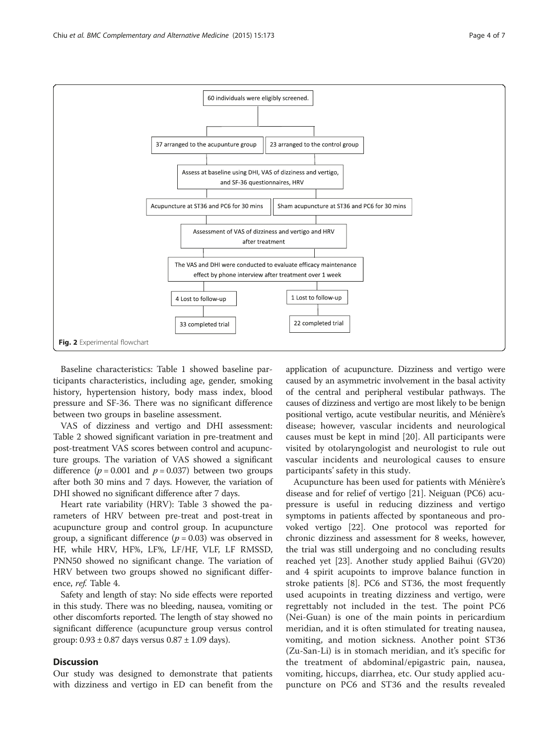60 individuals were eligibly screened.

37 arranged to the acupunture group | 23 arranged to the control group

Assess at baseline using DHI, VAS of dizziness and vertigo, and SF-36 questionnaires, HRV

Acupuncture at ST36 and PC6 for 30 mins | Sham acupuncture at ST36 and PC6 for 30 mins

Assessment of VAS of dizziness and vertigo and HRV after treatment

The VAS and DHI were conducted to evaluate efficacy maintenance effect by phone interview after treatment over 1 week

4 Lost to follow-up | 1 Lost to follow-up

33 completed trial | 22 completed trial

**Fig. 2** Experimental flowchart

Baseline characteristics: Table 1 showed baseline participants characteristics, including age, gender, smoking history, hypertension history, body mass index, blood pressure and SF-36. There was no significant difference between two groups in baseline assessment.

VAS of dizziness and vertigo and DHI assessment: Table 2 showed significant variation in pre-treatment and post-treatment VAS scores between control and acupuncture groups. The variation of VAS showed a significant difference ($p = 0.001$ and $p = 0.037$) between two groups after both 30 mins and 7 days. However, the variation of DHI showed no significant difference after 7 days.

Heart rate variability (HRV): Table 3 showed the parameters of HRV between pre-treat and post-treat in acupuncture group and control group. In acupuncture group, a significant difference ($p = 0.03$) was observed in HF, while HRV, HF%, LF%, LF/HF, VLF, LF RMSSD, PNN50 showed no significant change. The variation of HRV between two groups showed no significant difference, *ref.* Table 4.

Safety and length of stay: No side effects were reported in this study. There was no bleeding, nausea, vomiting or other discomforts reported. The length of stay showed no significant difference (acupuncture group versus control group: 0.93 ± 0.87 days versus 0.87 ± 1.09 days).

## Discussion

Our study was designed to demonstrate that patients with dizziness and vertigo in ED can benefit from the application of acupuncture. Dizziness and vertigo were caused by an asymmetric involvement in the basal activity of the central and peripheral vestibular pathways. The causes of dizziness and vertigo are most likely to be benign positional vertigo, acute vestibular neuritis, and Ménière's disease; however, vascular incidents and neurological causes must be kept in mind [20]. All participants were visited by otolaryngologist and neurologist to rule out vascular incidents and neurological causes to ensure participants' safety in this study.

Acupuncture has been used for patients with Ménière's disease and for relief of vertigo [21]. Neiguan (PC6) acupressure is useful in reducing dizziness and vertigo symptoms in patients affected by spontaneous and provoked vertigo [22]. One protocol was reported for chronic dizziness and assessment for 8 weeks, however, the trial was still undergoing and no concluding results reached yet [23]. Another study applied Baihui (GV20) and 4 spirit acupoints to improve balance function in stroke patients [8]. PC6 and ST36, the most frequently used acupoints in treating dizziness and vertigo, were regrettably not included in the test. The point PC6 (Nei-Guan) is one of the main points in pericardium meridian, and it is often stimulated for treating nausea, vomiting, and motion sickness. Another point ST36 (Zu-San-Li) is in stomach meridian, and it's specific for the treatment of abdominal/epigastric pain, nausea, vomiting, hiccups, diarrhea, etc. Our study applied acupuncture on PC6 and ST36 and the results revealed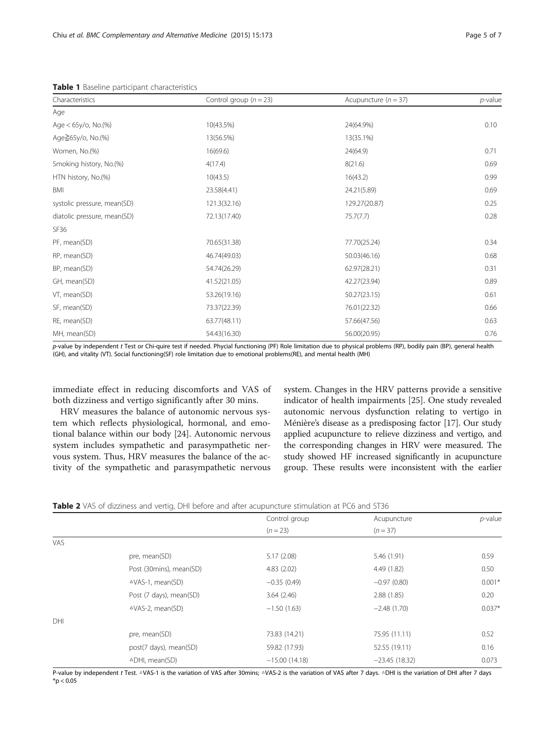**Table 1** Baseline participant characteristics

| Characteristics | Control group (*n* = 23) | Acupuncture (*n* = 37) | *p*-value |
|---|---|---|---|
| Age | | | |
| Age < 65y/o, No.(%) | 10(43.5%) | 24(64.9%) | 0.10 |
| Age≧65y/o, No.(%) | 13(56.5%) | 13(35.1%) | |
| Women, No.(%) | 16(69.6) | 24(64.9) | 0.71 |
| Smoking history, No.(%) | 4(17.4) | 8(21.6) | 0.69 |
| HTN history, No.(%) | 10(43.5) | 16(43.2) | 0.99 |
| BMI | 23.58(4.41) | 24.21(5.89) | 0.69 |
| systolic pressure, mean(SD) | 121.3(32.16) | 129.27(20.87) | 0.25 |
| diatolic pressure, mean(SD) | 72.13(17.40) | 75.7(7.7) | 0.28 |
| SF36 | | | |
| PF, mean(SD) | 70.65(31.38) | 77.70(25.24) | 0.34 |
| RP, mean(SD) | 46.74(49.03) | 50.03(46.16) | 0.68 |
| BP, mean(SD) | 54.74(26.29) | 62.97(28.21) | 0.31 |
| GH, mean(SD) | 41.52(21.05) | 42.27(23.94) | 0.89 |
| VT, mean(SD) | 53.26(19.16) | 50.27(23.15) | 0.61 |
| SF, mean(SD) | 73.37(22.39) | 76.01(22.32) | 0.66 |
| RE, mean(SD) | 63.77(48.11) | 57.66(47.56) | 0.63 |
| MH, mean(SD) | 54.43(16.30) | 56.00(20.95) | 0.76 |

*p*-value by independent *t* Test or Chi-quire test if needed. Phycial functioning (PF) Role limitation due to physical problems (RP), bodily pain (BP), general health (GH), and vitality (VT). Social functioning(SF) role limitation due to emotional problems(RE), and mental health (MH)

immediate effect in reducing discomforts and VAS of both dizziness and vertigo significantly after 30 mins.

HRV measures the balance of autonomic nervous system which reflects physiological, hormonal, and emotional balance within our body [24]. Autonomic nervous system includes sympathetic and parasympathetic nervous system. Thus, HRV measures the balance of the activity of the sympathetic and parasympathetic nervous system. Changes in the HRV patterns provide a sensitive indicator of health impairments [25]. One study revealed autonomic nervous dysfunction relating to vertigo in Ménière's disease as a predisposing factor [17]. Our study applied acupuncture to relieve dizziness and vertigo, and the corresponding changes in HRV were measured. The study showed HF increased significantly in acupuncture group. These results were inconsistent with the earlier

**Table 2** VAS of dizziness and vertig, DHI before and after acupuncture stimulation at PC6 and ST36

| | | Control group ($n = 23$) | Acupuncture ($n = 37$) | *p*-value |
|---|---|---|---|---|
| VAS | | | | |
| | pre, mean(SD) | 5.17 (2.08) | 5.46 (1.91) | 0.59 |
| | Post (30mins), mean(SD) | 4.83 (2.02) | 4.49 (1.82) | 0.50 |
| | ▵VAS-1, mean(SD) | −0.35 (0.49) | −0.97 (0.80) | 0.001* |
| | Post (7 days), mean(SD) | 3.64 (2.46) | 2.88 (1.85) | 0.20 |
| | ▵VAS-2, mean(SD) | −1.50 (1.63) | −2.48 (1.70) | 0.037* |
| DHI | | | | |
| | pre, mean(SD) | 73.83 (14.21) | 75.95 (11.11) | 0.52 |
| | post(7 days), mean(SD) | 59.82 (17.93) | 52.55 (19.11) | 0.16 |
| | ▵DHI, mean(SD) | −15.00 (14.18) | −23.45 (18.32) | 0.073 |

P-value by independent *t* Test. ▵VAS-1 is the variation of VAS after 30mins; ▵VAS-2 is the variation of VAS after 7 days. ▵DHI is the variation of DHI after 7 days
*$p < 0.05$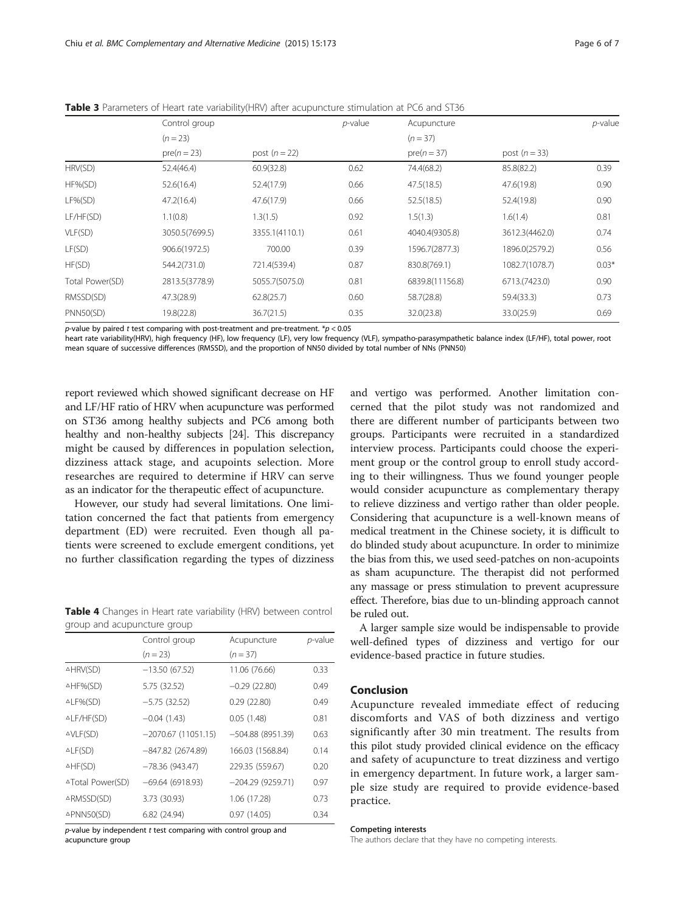**Table 3** Parameters of Heart rate variability(HRV) after acupuncture stimulation at PC6 and ST36

| | Control group | | p-value | Acupuncture | | p-value |
|---|---|---|---|---|---|---|
| | (n = 23) | | | (n = 37) | | |
| | pre(n = 23) | post (n = 22) | | pre(n = 37) | post (n = 33) | |
| HRV(SD) | 52.4(46.4) | 60.9(32.8) | 0.62 | 74.4(68.2) | 85.8(82.2) | 0.39 |
| HF%(SD) | 52.6(16.4) | 52.4(17.9) | 0.66 | 47.5(18.5) | 47.6(19.8) | 0.90 |
| LF%(SD) | 47.2(16.4) | 47.6(17.9) | 0.66 | 52.5(18.5) | 52.4(19.8) | 0.90 |
| LF/HF(SD) | 1.1(0.8) | 1.3(1.5) | 0.92 | 1.5(1.3) | 1.6(1.4) | 0.81 |
| VLF(SD) | 3050.5(7699.5) | 3355.1(4110.1) | 0.61 | 4040.4(9305.8) | 3612.3(4462.0) | 0.74 |
| LF(SD) | 906.6(1972.5) | 700.00 | 0.39 | 1596.7(2877.3) | 1896.0(2579.2) | 0.56 |
| HF(SD) | 544.2(731.0) | 721.4(539.4) | 0.87 | 830.8(769.1) | 1082.7(1078.7) | 0.03* |
| Total Power(SD) | 2813.5(3778.9) | 5055.7(5075.0) | 0.81 | 6839.8(11156.8) | 6713.(7423.0) | 0.90 |
| RMSSD(SD) | 47.3(28.9) | 62.8(25.7) | 0.60 | 58.7(28.8) | 59.4(33.3) | 0.73 |
| PNN50(SD) | 19.8(22.8) | 36.7(21.5) | 0.35 | 32.0(23.8) | 33.0(25.9) | 0.69 |

*p*-value by paired *t* test comparing with post-treatment and pre-treatment. *$p < 0.05$

heart rate variability(HRV), high frequency (HF), low frequency (LF), very low frequency (VLF), sympatho-parasympathetic balance index (LF/HF), total power, root mean square of successive differences (RMSSD), and the proportion of NN50 divided by total number of NNs (PNN50)

report reviewed which showed significant decrease on HF and LF/HF ratio of HRV when acupuncture was performed on ST36 among healthy subjects and PC6 among both healthy and non-healthy subjects [24]. This discrepancy might be caused by differences in population selection, dizziness attack stage, and acupoints selection. More researches are required to determine if HRV can serve as an indicator for the therapeutic effect of acupuncture.

However, our study had several limitations. One limitation concerned the fact that patients from emergency department (ED) were recruited. Even though all patients were screened to exclude emergent conditions, yet no further classification regarding the types of dizziness and vertigo was performed. Another limitation concerned that the pilot study was not randomized and there are different number of participants between two groups. Participants were recruited in a standardized interview process. Participants could choose the experiment group or the control group to enroll study according to their willingness. Thus we found younger people would consider acupuncture as complementary therapy to relieve dizziness and vertigo rather than older people. Considering that acupuncture is a well-known means of medical treatment in the Chinese society, it is difficult to do blinded study about acupuncture. In order to minimize the bias from this, we used seed-patches on non-acupoints as sham acupuncture. The therapist did not performed any massage or press stimulation to prevent acupressure effect. Therefore, bias due to un-blinding approach cannot be ruled out.

**Table 4** Changes in Heart rate variability (HRV) between control group and acupuncture group

| | Control group | Acupuncture | p-value |
|---|---|---|---|
| | (n = 23) | (n = 37) | |
| △HRV(SD) | −13.50 (67.52) | 11.06 (76.66) | 0.33 |
| △HF%(SD) | 5.75 (32.52) | −0.29 (22.80) | 0.49 |
| △LF%(SD) | −5.75 (32.52) | 0.29 (22.80) | 0.49 |
| △LF/HF(SD) | −0.04 (1.43) | 0.05 (1.48) | 0.81 |
| △VLF(SD) | −2070.67 (11051.15) | −504.88 (8951.39) | 0.63 |
| △LF(SD) | −847.82 (2674.89) | 166.03 (1568.84) | 0.14 |
| △HF(SD) | −78.36 (943.47) | 229.35 (559.67) | 0.20 |
| △Total Power(SD) | −69.64 (6918.93) | −204.29 (9259.71) | 0.97 |
| △RMSSD(SD) | 3.73 (30.93) | 1.06 (17.28) | 0.73 |
| △PNN50(SD) | 6.82 (24.94) | 0.97 (14.05) | 0.34 |

*p*-value by independent *t* test comparing with control group and acupuncture group

A larger sample size would be indispensable to provide well-defined types of dizziness and vertigo for our evidence-based practice in future studies.

## Conclusion

Acupuncture revealed immediate effect of reducing discomforts and VAS of both dizziness and vertigo significantly after 30 min treatment. The results from this pilot study provided clinical evidence on the efficacy and safety of acupuncture to treat dizziness and vertigo in emergency department. In future work, a larger sample size study are required to provide evidence-based practice.

#### Competing interests

The authors declare that they have no competing interests.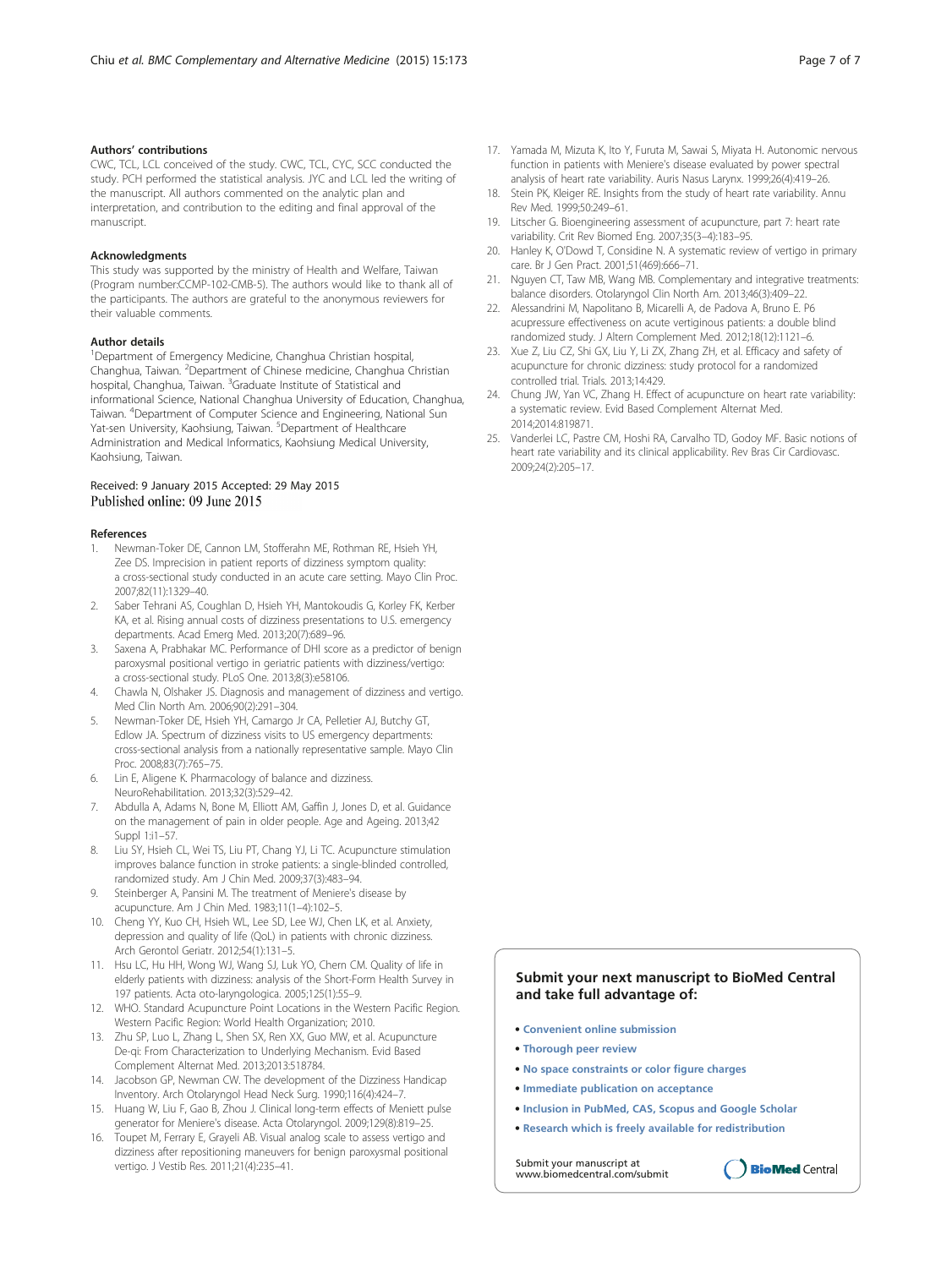### Authors' contributions

CWC, TCL, LCL conceived of the study. CWC, TCL, CYC, SCC conducted the study. PCH performed the statistical analysis. JYC and LCL led the writing of the manuscript. All authors commented on the analytic plan and interpretation, and contribution to the editing and final approval of the manuscript.

### Acknowledgments

This study was supported by the ministry of Health and Welfare, Taiwan (Program number:CCMP-102-CMB-5). The authors would like to thank all of the participants. The authors are grateful to the anonymous reviewers for their valuable comments.

### Author details

[1]Department of Emergency Medicine, Changhua Christian hospital, Changhua, Taiwan. [2]Department of Chinese medicine, Changhua Christian hospital, Changhua, Taiwan. [3]Graduate Institute of Statistical and informational Science, National Changhua University of Education, Changhua, Taiwan. [4]Department of Computer Science and Engineering, National Sun Yat-sen University, Kaohsiung, Taiwan. [5]Department of Healthcare Administration and Medical Informatics, Kaohsiung Medical University, Kaohsiung, Taiwan.

Received: 9 January 2015 Accepted: 29 May 2015
Published online: 09 June 2015

### References

1. Newman-Toker DE, Cannon LM, Stofferahn ME, Rothman RE, Hsieh YH, Zee DS. Imprecision in patient reports of dizziness symptom quality: a cross-sectional study conducted in an acute care setting. Mayo Clin Proc. 2007;82(11):1329–40.
2. Saber Tehrani AS, Coughlan D, Hsieh YH, Mantokoudis G, Korley FK, Kerber KA, et al. Rising annual costs of dizziness presentations to U.S. emergency departments. Acad Emerg Med. 2013;20(7):689–96.
3. Saxena A, Prabhakar MC. Performance of DHI score as a predictor of benign paroxysmal positional vertigo in geriatric patients with dizziness/vertigo: a cross-sectional study. PLoS One. 2013;8(3):e58106.
4. Chawla N, Olshaker JS. Diagnosis and management of dizziness and vertigo. Med Clin North Am. 2006;90(2):291–304.
5. Newman-Toker DE, Hsieh YH, Camargo Jr CA, Pelletier AJ, Butchy GT, Edlow JA. Spectrum of dizziness visits to US emergency departments: cross-sectional analysis from a nationally representative sample. Mayo Clin Proc. 2008;83(7):765–75.
6. Lin E, Aligene K. Pharmacology of balance and dizziness. NeuroRehabilitation. 2013;32(3):529–42.
7. Abdulla A, Adams N, Bone M, Elliott AM, Gaffin J, Jones D, et al. Guidance on the management of pain in older people. Age and Ageing. 2013;42 Suppl 1:i1–57.
8. Liu SY, Hsieh CL, Wei TS, Liu PT, Chang YJ, Li TC. Acupuncture stimulation improves balance function in stroke patients: a single-blinded controlled, randomized study. Am J Chin Med. 2009;37(3):483–94.
9. Steinberger A, Pansini M. The treatment of Meniere's disease by acupuncture. Am J Chin Med. 1983;11(1–4):102–5.
10. Cheng YY, Kuo CH, Hsieh WL, Lee SD, Lee WJ, Chen LK, et al. Anxiety, depression and quality of life (QoL) in patients with chronic dizziness. Arch Gerontol Geriatr. 2012;54(1):131–5.
11. Hsu LC, Hu HH, Wong WJ, Wang SJ, Luk YO, Chern CM. Quality of life in elderly patients with dizziness: analysis of the Short-Form Health Survey in 197 patients. Acta oto-laryngologica. 2005;125(1):55–9.
12. WHO. Standard Acupuncture Point Locations in the Western Pacific Region. Western Pacific Region: World Health Organization; 2010.
13. Zhu SP, Luo L, Zhang L, Shen SX, Ren XX, Guo MW, et al. Acupuncture De-qi: From Characterization to Underlying Mechanism. Evid Based Complement Alternat Med. 2013;2013:518784.
14. Jacobson GP, Newman CW. The development of the Dizziness Handicap Inventory. Arch Otolaryngol Head Neck Surg. 1990;116(4):424–7.
15. Huang W, Liu F, Gao B, Zhou J. Clinical long-term effects of Meniett pulse generator for Meniere's disease. Acta Otolaryngol. 2009;129(8):819–25.
16. Toupet M, Ferrary E, Grayeli AB. Visual analog scale to assess vertigo and dizziness after repositioning maneuvers for benign paroxysmal positional vertigo. J Vestib Res. 2011;21(4):235–41.
17. Yamada M, Mizuta K, Ito Y, Furuta M, Sawai S, Miyata H. Autonomic nervous function in patients with Meniere's disease evaluated by power spectral analysis of heart rate variability. Auris Nasus Larynx. 1999;26(4):419–26.
18. Stein PK, Kleiger RE. Insights from the study of heart rate variability. Annu Rev Med. 1999;50:249–61.
19. Litscher G. Bioengineering assessment of acupuncture, part 7: heart rate variability. Crit Rev Biomed Eng. 2007;35(3–4):183–95.
20. Hanley K, O'Dowd T, Considine N. A systematic review of vertigo in primary care. Br J Gen Pract. 2001;51(469):666–71.
21. Nguyen CT, Taw MB, Wang MB. Complementary and integrative treatments: balance disorders. Otolaryngol Clin North Am. 2013;46(3):409–22.
22. Alessandrini M, Napolitano B, Micarelli A, de Padova A, Bruno E. P6 acupressure effectiveness on acute vertiginous patients: a double blind randomized study. J Altern Complement Med. 2012;18(12):1121–6.
23. Xue Z, Liu CZ, Shi GX, Liu Y, Li ZX, Zhang ZH, et al. Efficacy and safety of acupuncture for chronic dizziness: study protocol for a randomized controlled trial. Trials. 2013;14:429.
24. Chung JW, Yan VC, Zhang H. Effect of acupuncture on heart rate variability: a systematic review. Evid Based Complement Alternat Med. 2014;2014:819871.
25. Vanderlei LC, Pastre CM, Hoshi RA, Carvalho TD, Godoy MF. Basic notions of heart rate variability and its clinical applicability. Rev Bras Cir Cardiovasc. 2009;24(2):205–17.

**Submit your next manuscript to BioMed Central and take full advantage of:**

- Convenient online submission
- Thorough peer review
- No space constraints or color figure charges
- Immediate publication on acceptance
- Inclusion in PubMed, CAS, Scopus and Google Scholar
- Research which is freely available for redistribution

Submit your manuscript at
www.biomedcentral.com/submit

BioMed Central